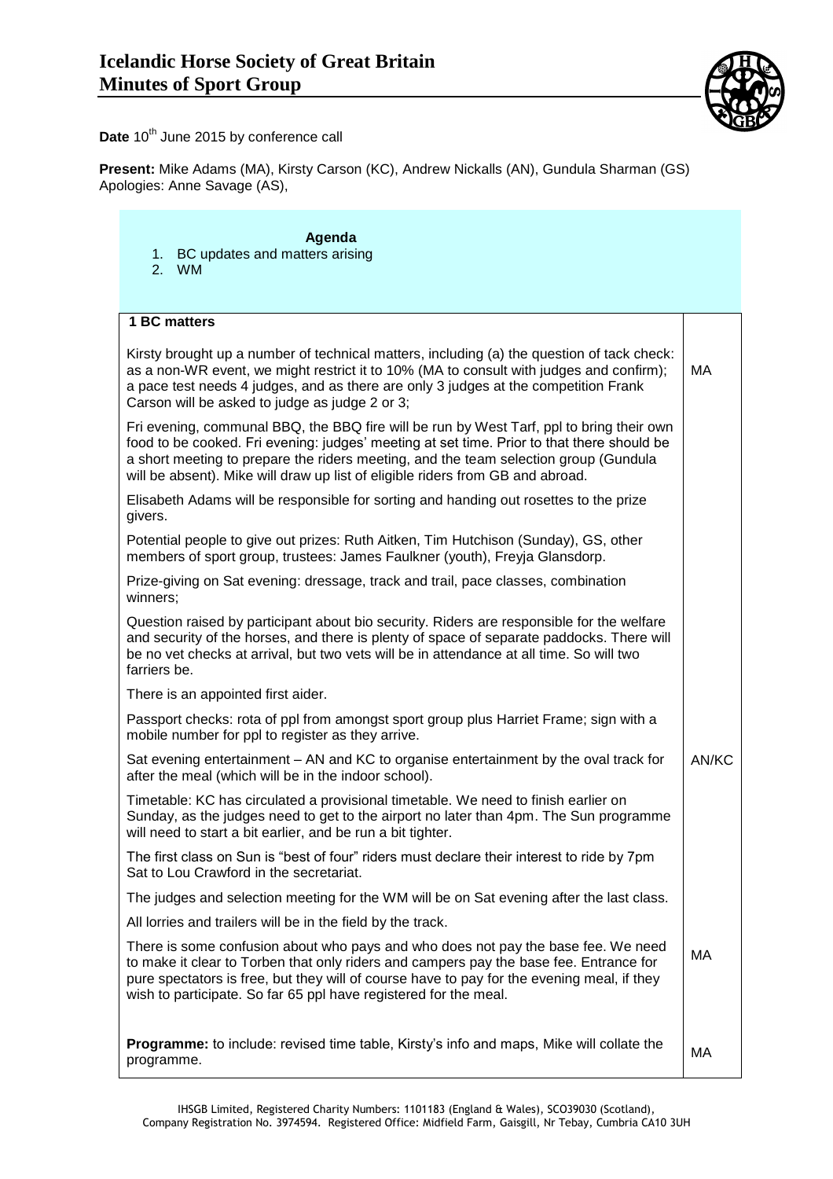# Icelandic Horse Society of Great Britain
# Minutes of Sport Group

**Date** 10th June 2015 by conference call

**Present:** Mike Adams (MA), Kirsty Carson (KC), Andrew Nickalls (AN), Gundula Sharman (GS)
Apologies: Anne Savage (AS),

**Agenda**

1. BC updates and matters arising
2. WM

| **1 BC matters** | |
|---|---|
| Kirsty brought up a number of technical matters, including (a) the question of tack check: as a non-WR event, we might restrict it to 10% (MA to consult with judges and confirm); a pace test needs 4 judges, and as there are only 3 judges at the competition Frank Carson will be asked to judge as judge 2 or 3; | MA |
| Fri evening, communal BBQ, the BBQ fire will be run by West Tarf, ppl to bring their own food to be cooked. Fri evening: judges' meeting at set time. Prior to that there should be a short meeting to prepare the riders meeting, and the team selection group (Gundula will be absent). Mike will draw up list of eligible riders from GB and abroad. | |
| Elisabeth Adams will be responsible for sorting and handing out rosettes to the prize givers. | |
| Potential people to give out prizes: Ruth Aitken, Tim Hutchison (Sunday), GS, other members of sport group, trustees: James Faulkner (youth), Freyja Glansdorp. | |
| Prize-giving on Sat evening: dressage, track and trail, pace classes, combination winners; | |
| Question raised by participant about bio security. Riders are responsible for the welfare and security of the horses, and there is plenty of space of separate paddocks. There will be no vet checks at arrival, but two vets will be in attendance at all time. So will two farriers be. | |
| There is an appointed first aider. | |
| Passport checks: rota of ppl from amongst sport group plus Harriet Frame; sign with a mobile number for ppl to register as they arrive. | |
| Sat evening entertainment – AN and KC to organise entertainment by the oval track for after the meal (which will be in the indoor school). | AN/KC |
| Timetable: KC has circulated a provisional timetable. We need to finish earlier on Sunday, as the judges need to get to the airport no later than 4pm. The Sun programme will need to start a bit earlier, and be run a bit tighter. | |
| The first class on Sun is "best of four" riders must declare their interest to ride by 7pm Sat to Lou Crawford in the secretariat. | |
| The judges and selection meeting for the WM will be on Sat evening after the last class. | |
| All lorries and trailers will be in the field by the track. | |
| There is some confusion about who pays and who does not pay the base fee. We need to make it clear to Torben that only riders and campers pay the base fee. Entrance for pure spectators is free, but they will of course have to pay for the evening meal, if they wish to participate. So far 65 ppl have registered for the meal. | MA |
| **Programme:** to include: revised time table, Kirsty's info and maps, Mike will collate the programme. | MA |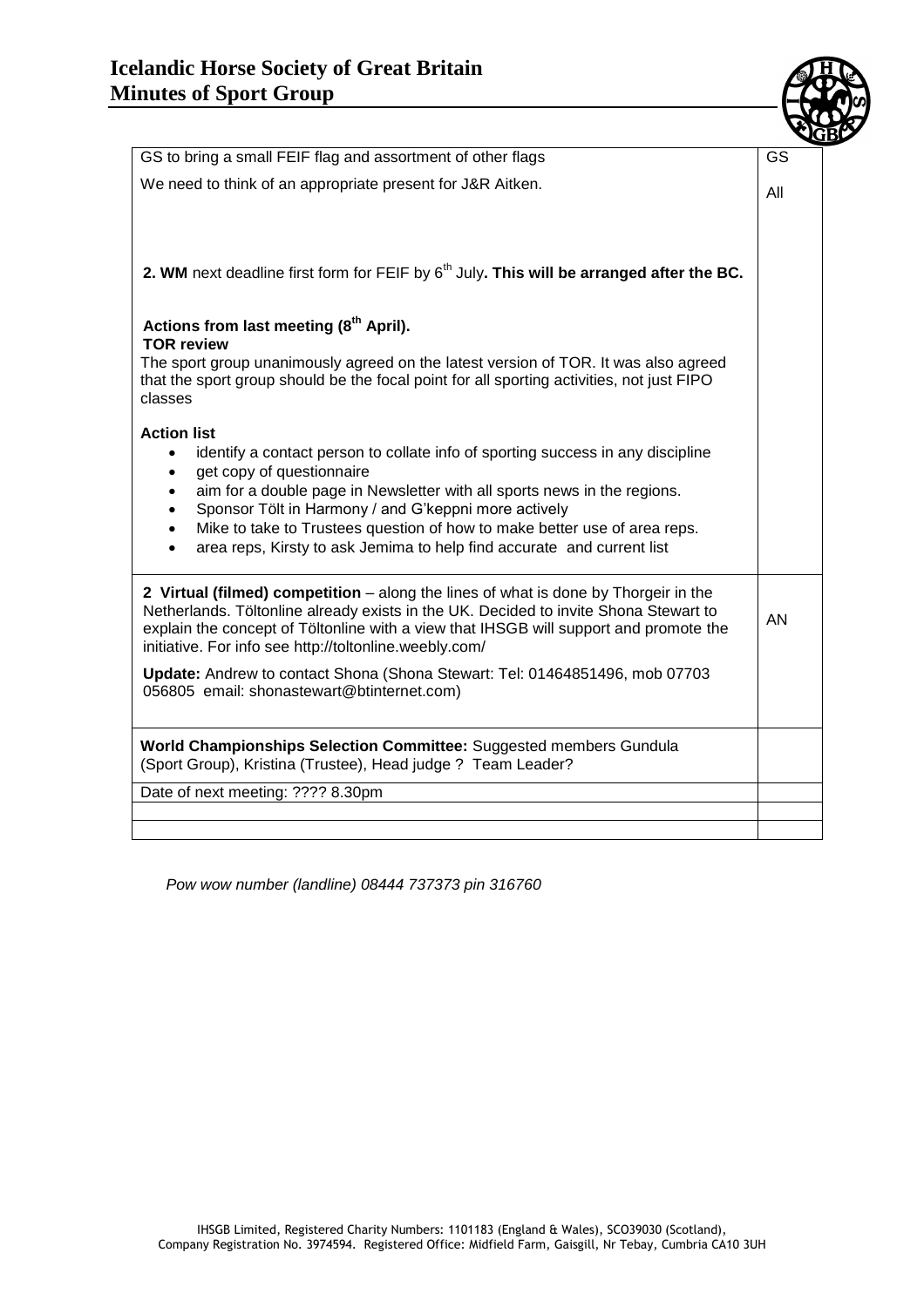# Icelandic Horse Society of Great Britain
# Minutes of Sport Group

| | |
|---|---|
| GS to bring a small FEIF flag and assortment of other flags | GS |
| We need to think of an appropriate present for J&R Aitken.<br><br>**2. WM** next deadline first form for FEIF by 6th July**. This will be arranged after the BC.**<br><br>**Actions from last meeting (8th April).**<br>**TOR review**<br>The sport group unanimously agreed on the latest version of TOR. It was also agreed that the sport group should be the focal point for all sporting activities, not just FIPO classes<br><br>**Action list**<br>• identify a contact person to collate info of sporting success in any discipline<br>• get copy of questionnaire<br>• aim for a double page in Newsletter with all sports news in the regions.<br>• Sponsor Tölt in Harmony / and G'keppni more actively<br>• Mike to take to Trustees question of how to make better use of area reps.<br>• area reps, Kirsty to ask Jemima to help find accurate and current list | All |
| **2 Virtual (filmed) competition** – along the lines of what is done by Thorgeir in the Netherlands. Töltonline already exists in the UK. Decided to invite Shona Stewart to explain the concept of Töltonline with a view that IHSGB will support and promote the initiative. For info see http://toltonline.weebly.com/<br><br>**Update:** Andrew to contact Shona (Shona Stewart: Tel: 01464851496, mob 07703 056805 email: shonastewart@btinternet.com) | AN |
| **World Championships Selection Committee:** Suggested members Gundula (Sport Group), Kristina (Trustee), Head judge ? Team Leader? | |
| Date of next meeting: ???? 8.30pm | |
| | |
| | |

*Pow wow number (landline) 08444 737373 pin 316760*

IHSGB Limited, Registered Charity Numbers: 1101183 (England & Wales), SCO39030 (Scotland), Company Registration No. 3974594. Registered Office: Midfield Farm, Gaisgill, Nr Tebay, Cumbria CA10 3UH